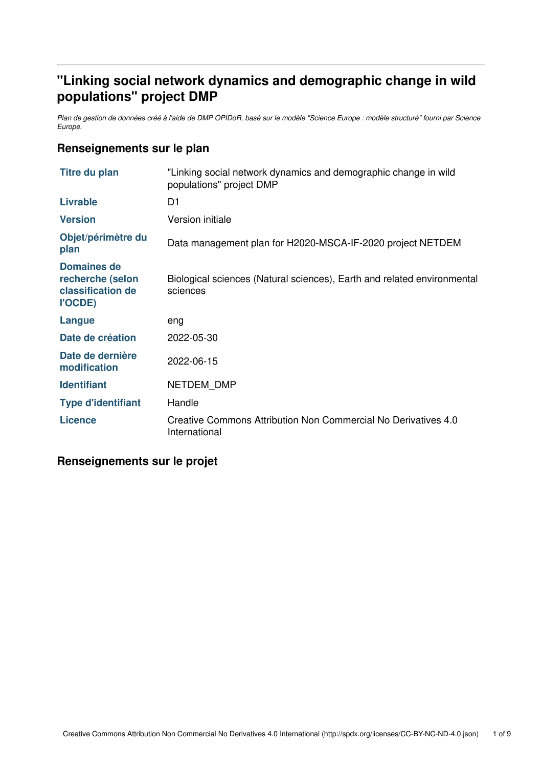# "Linking social network dynamics and demographic change in wild populations" project DMP

*Plan de gestion de données créé à l'aide de DMP OPIDoR, basé sur le modèle "Science Europe : modèle structuré" fourni par Science Europe.*

## Renseignements sur le plan

| | |
|---|---|
| **Titre du plan** | "Linking social network dynamics and demographic change in wild populations" project DMP |
| **Livrable** | D1 |
| **Version** | Version initiale |
| **Objet/périmètre du plan** | Data management plan for H2020-MSCA-IF-2020 project NETDEM |
| **Domaines de recherche (selon classification de l'OCDE)** | Biological sciences (Natural sciences), Earth and related environmental sciences |
| **Langue** | eng |
| **Date de création** | 2022-05-30 |
| **Date de dernière modification** | 2022-06-15 |
| **Identifiant** | NETDEM_DMP |
| **Type d'identifiant** | Handle |
| **Licence** | Creative Commons Attribution Non Commercial No Derivatives 4.0 International |

## Renseignements sur le projet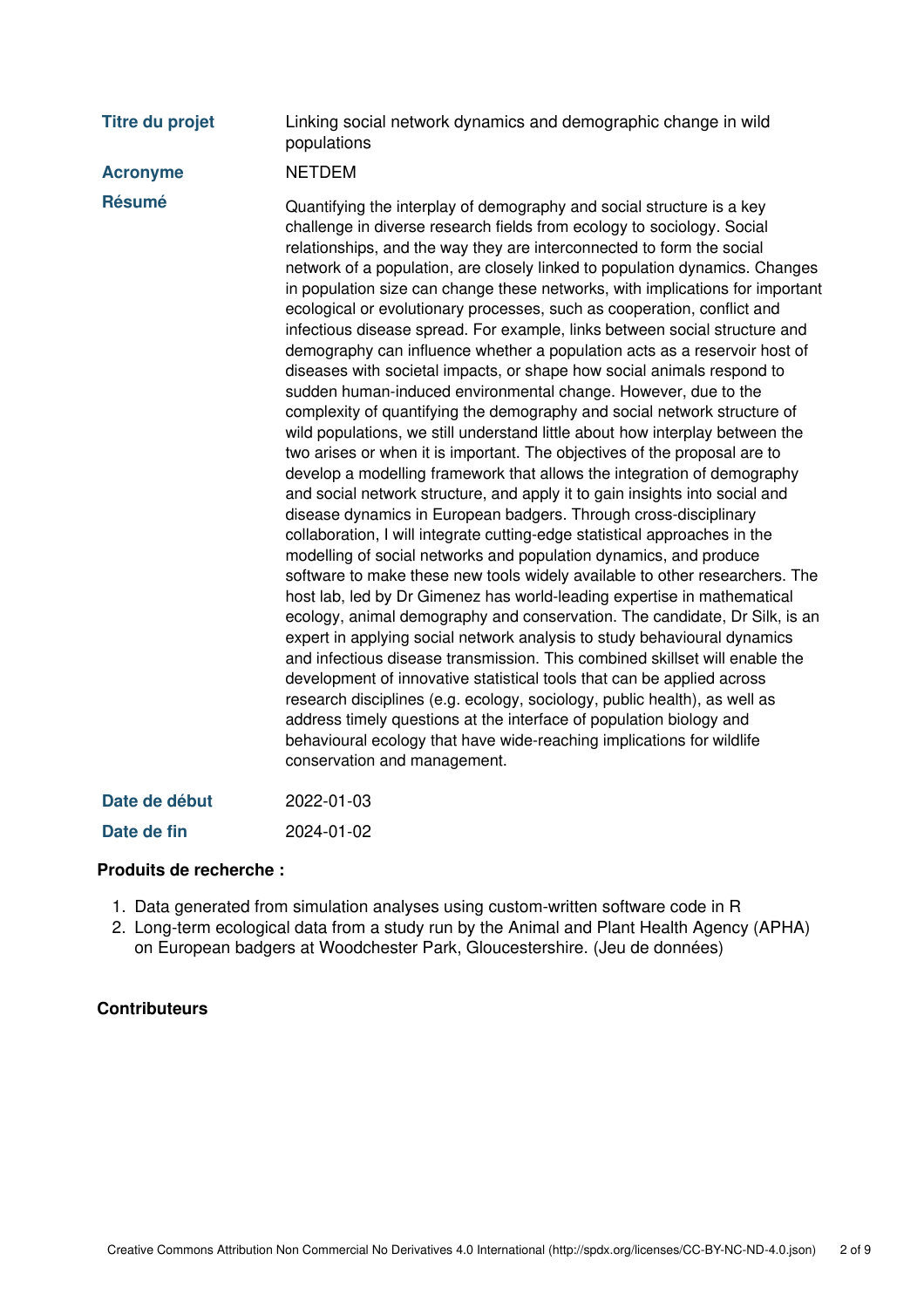**Titre du projet** Linking social network dynamics and demographic change in wild populations

**Acronyme** NETDEM

**Résumé** Quantifying the interplay of demography and social structure is a key challenge in diverse research fields from ecology to sociology. Social relationships, and the way they are interconnected to form the social network of a population, are closely linked to population dynamics. Changes in population size can change these networks, with implications for important ecological or evolutionary processes, such as cooperation, conflict and infectious disease spread. For example, links between social structure and demography can influence whether a population acts as a reservoir host of diseases with societal impacts, or shape how social animals respond to sudden human-induced environmental change. However, due to the complexity of quantifying the demography and social network structure of wild populations, we still understand little about how interplay between the two arises or when it is important. The objectives of the proposal are to develop a modelling framework that allows the integration of demography and social network structure, and apply it to gain insights into social and disease dynamics in European badgers. Through cross-disciplinary collaboration, I will integrate cutting-edge statistical approaches in the modelling of social networks and population dynamics, and produce software to make these new tools widely available to other researchers. The host lab, led by Dr Gimenez has world-leading expertise in mathematical ecology, animal demography and conservation. The candidate, Dr Silk, is an expert in applying social network analysis to study behavioural dynamics and infectious disease transmission. This combined skillset will enable the development of innovative statistical tools that can be applied across research disciplines (e.g. ecology, sociology, public health), as well as address timely questions at the interface of population biology and behavioural ecology that have wide-reaching implications for wildlife conservation and management.

**Date de début** 2022-01-03

**Date de fin** 2024-01-02

**Produits de recherche :**

1. Data generated from simulation analyses using custom-written software code in R
2. Long-term ecological data from a study run by the Animal and Plant Health Agency (APHA) on European badgers at Woodchester Park, Gloucestershire. (Jeu de données)

**Contributeurs**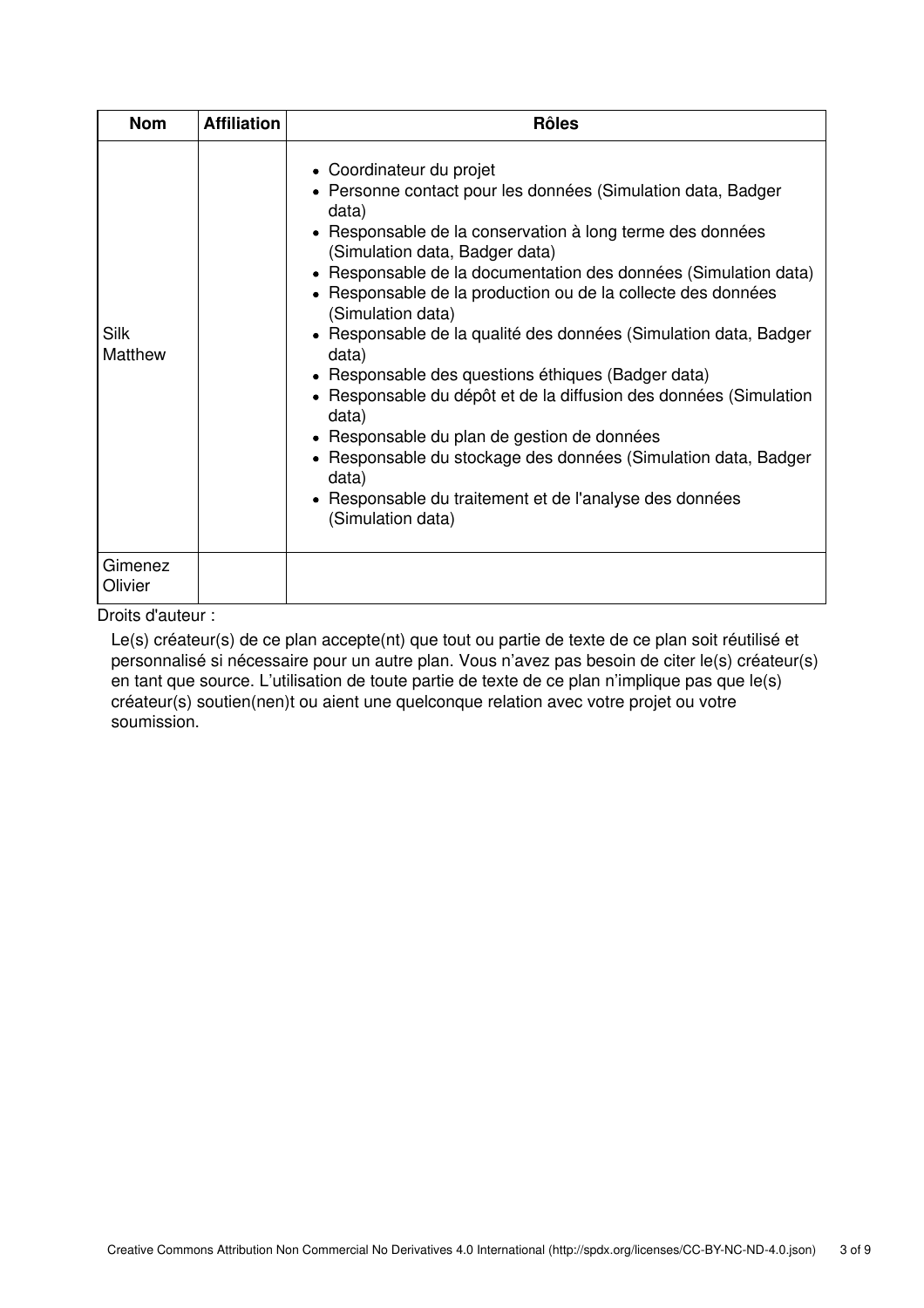| Nom | Affiliation | Rôles |
|---|---|---|
| Silk Matthew | | • Coordinateur du projet<br>• Personne contact pour les données (Simulation data, Badger data)<br>• Responsable de la conservation à long terme des données (Simulation data, Badger data)<br>• Responsable de la documentation des données (Simulation data)<br>• Responsable de la production ou de la collecte des données (Simulation data)<br>• Responsable de la qualité des données (Simulation data, Badger data)<br>• Responsable des questions éthiques (Badger data)<br>• Responsable du dépôt et de la diffusion des données (Simulation data)<br>• Responsable du plan de gestion de données<br>• Responsable du stockage des données (Simulation data, Badger data)<br>• Responsable du traitement et de l'analyse des données (Simulation data) |
| Gimenez Olivier | | |

Droits d'auteur :

Le(s) créateur(s) de ce plan accepte(nt) que tout ou partie de texte de ce plan soit réutilisé et personnalisé si nécessaire pour un autre plan. Vous n'avez pas besoin de citer le(s) créateur(s) en tant que source. L'utilisation de toute partie de texte de ce plan n'implique pas que le(s) créateur(s) soutien(nen)t ou aient une quelconque relation avec votre projet ou votre soumission.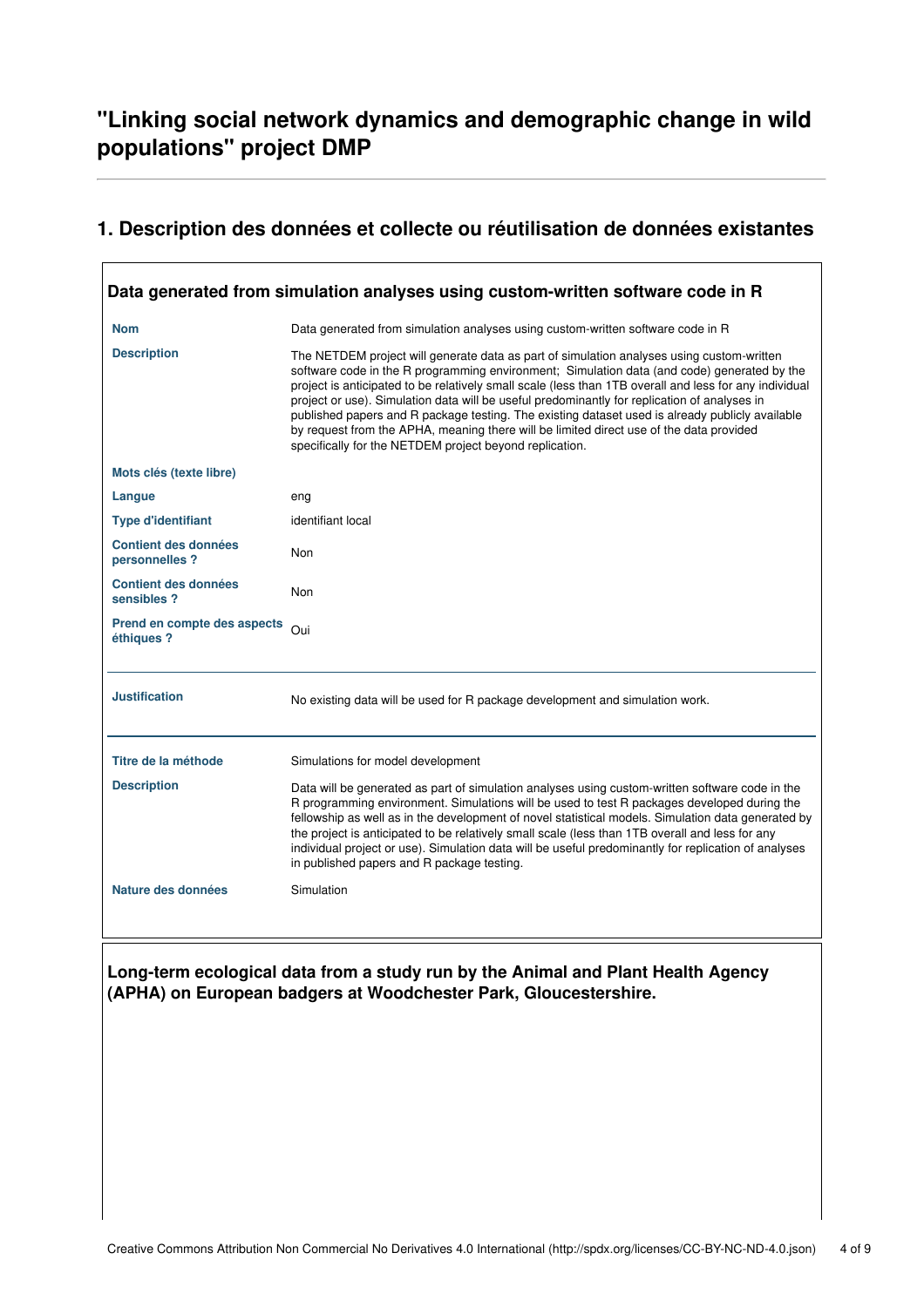# "Linking social network dynamics and demographic change in wild populations" project DMP

## 1. Description des données et collecte ou réutilisation de données existantes

### Data generated from simulation analyses using custom-written software code in R

| | |
|---|---|
| **Nom** | Data generated from simulation analyses using custom-written software code in R |
| **Description** | The NETDEM project will generate data as part of simulation analyses using custom-written software code in the R programming environment; Simulation data (and code) generated by the project is anticipated to be relatively small scale (less than 1TB overall and less for any individual project or use). Simulation data will be useful predominantly for replication of analyses in published papers and R package testing. The existing dataset used is already publicly available by request from the APHA, meaning there will be limited direct use of the data provided specifically for the NETDEM project beyond replication. |
| **Mots clés (texte libre)** | |
| **Langue** | eng |
| **Type d'identifiant** | identifiant local |
| **Contient des données personnelles ?** | Non |
| **Contient des données sensibles ?** | Non |
| **Prend en compte des aspects éthiques ?** | Oui |

| | |
|---|---|
| **Justification** | No existing data will be used for R package development and simulation work. |

| | |
|---|---|
| **Titre de la méthode** | Simulations for model development |
| **Description** | Data will be generated as part of simulation analyses using custom-written software code in the R programming environment. Simulations will be used to test R packages developed during the fellowship as well as in the development of novel statistical models. Simulation data generated by the project is anticipated to be relatively small scale (less than 1TB overall and less for any individual project or use). Simulation data will be useful predominantly for replication of analyses in published papers and R package testing. |
| **Nature des données** | Simulation |

### Long-term ecological data from a study run by the Animal and Plant Health Agency (APHA) on European badgers at Woodchester Park, Gloucestershire.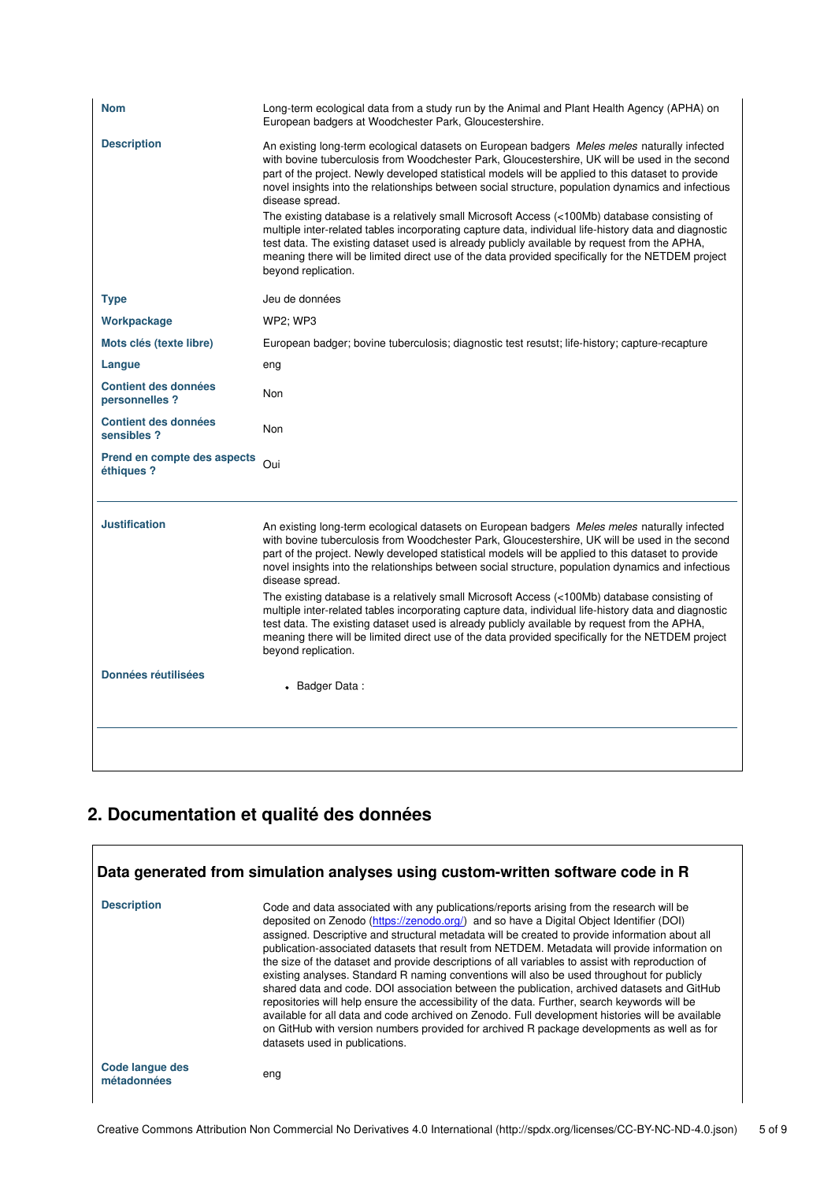| | |
|---|---|
| **Nom** | Long-term ecological data from a study run by the Animal and Plant Health Agency (APHA) on European badgers at Woodchester Park, Gloucestershire. |
| **Description** | An existing long-term ecological datasets on European badgers *Meles meles* naturally infected with bovine tuberculosis from Woodchester Park, Gloucestershire, UK will be used in the second part of the project. Newly developed statistical models will be applied to this dataset to provide novel insights into the relationships between social structure, population dynamics and infectious disease spread.<br>The existing database is a relatively small Microsoft Access (<100Mb) database consisting of multiple inter-related tables incorporating capture data, individual life-history data and diagnostic test data. The existing dataset used is already publicly available by request from the APHA, meaning there will be limited direct use of the data provided specifically for the NETDEM project beyond replication. |
| **Type** | Jeu de données |
| **Workpackage** | WP2; WP3 |
| **Mots clés (texte libre)** | European badger; bovine tuberculosis; diagnostic test resutst; life-history; capture-recapture |
| **Langue** | eng |
| **Contient des données personnelles ?** | Non |
| **Contient des données sensibles ?** | Non |
| **Prend en compte des aspects éthiques ?** | Oui |

| | |
|---|---|
| **Justification** | An existing long-term ecological datasets on European badgers *Meles meles* naturally infected with bovine tuberculosis from Woodchester Park, Gloucestershire, UK will be used in the second part of the project. Newly developed statistical models will be applied to this dataset to provide novel insights into the relationships between social structure, population dynamics and infectious disease spread.<br>The existing database is a relatively small Microsoft Access (<100Mb) database consisting of multiple inter-related tables incorporating capture data, individual life-history data and diagnostic test data. The existing dataset used is already publicly available by request from the APHA, meaning there will be limited direct use of the data provided specifically for the NETDEM project beyond replication. |
| **Données réutilisées** | • Badger Data : |

## 2. Documentation et qualité des données

### Data generated from simulation analyses using custom-written software code in R

| | |
|---|---|
| **Description** | Code and data associated with any publications/reports arising from the research will be deposited on Zenodo (https://zenodo.org/) and so have a Digital Object Identifier (DOI) assigned. Descriptive and structural metadata will be created to provide information about all publication-associated datasets that result from NETDEM. Metadata will provide information on the size of the dataset and provide descriptions of all variables to assist with reproduction of existing analyses. Standard R naming conventions will also be used throughout for publicly shared data and code. DOI association between the publication, archived datasets and GitHub repositories will help ensure the accessibility of the data. Further, search keywords will be available for all data and code archived on Zenodo. Full development histories will be available on GitHub with version numbers provided for archived R package developments as well as for datasets used in publications. |
| **Code langue des métadonnées** | eng |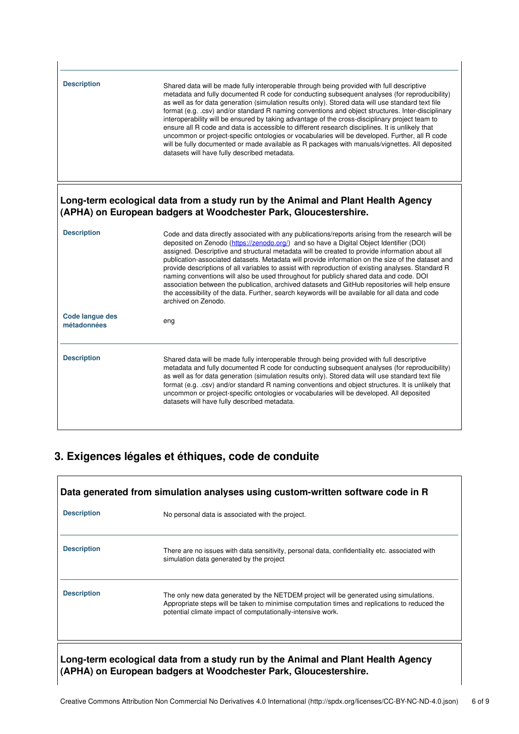**Description**

Shared data will be made fully interoperable through being provided with full descriptive metadata and fully documented R code for conducting subsequent analyses (for reproducibility) as well as for data generation (simulation results only). Stored data will use standard text file format (e.g. .csv) and/or standard R naming conventions and object structures. Inter-disciplinary interoperability will be ensured by taking advantage of the cross-disciplinary project team to ensure all R code and data is accessible to different research disciplines. It is unlikely that uncommon or project-specific ontologies or vocabularies will be developed. Further, all R code will be fully documented or made available as R packages with manuals/vignettes. All deposited datasets will have fully described metadata.

### Long-term ecological data from a study run by the Animal and Plant Health Agency (APHA) on European badgers at Woodchester Park, Gloucestershire.

**Description**

Code and data directly associated with any publications/reports arising from the research will be deposited on Zenodo (https://zenodo.org/) and so have a Digital Object Identifier (DOI) assigned. Descriptive and structural metadata will be created to provide information about all publication-associated datasets. Metadata will provide information on the size of the dataset and provide descriptions of all variables to assist with reproduction of existing analyses. Standard R naming conventions will also be used throughout for publicly shared data and code. DOI association between the publication, archived datasets and GitHub repositories will help ensure the accessibility of the data. Further, search keywords will be available for all data and code archived on Zenodo.

**Code langue des métadonnées**

eng

**Description**

Shared data will be made fully interoperable through being provided with full descriptive metadata and fully documented R code for conducting subsequent analyses (for reproducibility) as well as for data generation (simulation results only). Stored data will use standard text file format (e.g. .csv) and/or standard R naming conventions and object structures. It is unlikely that uncommon or project-specific ontologies or vocabularies will be developed. All deposited datasets will have fully described metadata.

## 3. Exigences légales et éthiques, code de conduite

### Data generated from simulation analyses using custom-written software code in R

**Description**

No personal data is associated with the project.

**Description**

There are no issues with data sensitivity, personal data, confidentiality etc. associated with simulation data generated by the project

**Description**

The only new data generated by the NETDEM project will be generated using simulations. Appropriate steps will be taken to minimise computation times and replications to reduced the potential climate impact of computationally-intensive work.

### Long-term ecological data from a study run by the Animal and Plant Health Agency (APHA) on European badgers at Woodchester Park, Gloucestershire.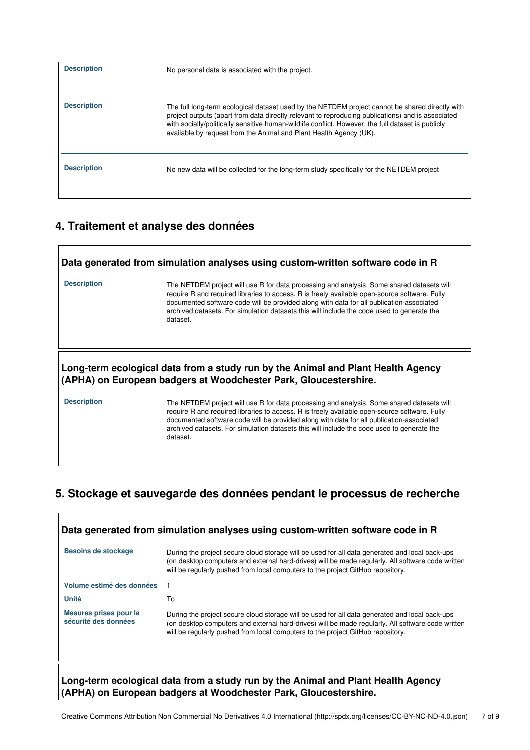| | |
|---|---|
| **Description** | No personal data is associated with the project. |
| **Description** | The full long-term ecological dataset used by the NETDEM project cannot be shared directly with project outputs (apart from data directly relevant to reproducing publications) and is associated with socially/politically sensitive human-wildlife conflict. However, the full dataset is publicly available by request from the Animal and Plant Health Agency (UK). |
| **Description** | No new data will be collected for the long-term study specifically for the NETDEM project |

## 4. Traitement et analyse des données

### Data generated from simulation analyses using custom-written software code in R

| | |
|---|---|
| **Description** | The NETDEM project will use R for data processing and analysis. Some shared datasets will require R and required libraries to access. R is freely available open-source software. Fully documented software code will be provided along with data for all publication-associated archived datasets. For simulation datasets this will include the code used to generate the dataset. |

### Long-term ecological data from a study run by the Animal and Plant Health Agency (APHA) on European badgers at Woodchester Park, Gloucestershire.

| | |
|---|---|
| **Description** | The NETDEM project will use R for data processing and analysis. Some shared datasets will require R and required libraries to access. R is freely available open-source software. Fully documented software code will be provided along with data for all publication-associated archived datasets. For simulation datasets this will include the code used to generate the dataset. |

## 5. Stockage et sauvegarde des données pendant le processus de recherche

### Data generated from simulation analyses using custom-written software code in R

| | |
|---|---|
| **Besoins de stockage** | During the project secure cloud storage will be used for all data generated and local back-ups (on desktop computers and external hard-drives) will be made regularly. All software code written will be regularly pushed from local computers to the project GitHub repository. |
| **Volume estimé des données** | 1 |
| **Unité** | To |
| **Mesures prises pour la sécurité des données** | During the project secure cloud storage will be used for all data generated and local back-ups (on desktop computers and external hard-drives) will be made regularly. All software code written will be regularly pushed from local computers to the project GitHub repository. |

### Long-term ecological data from a study run by the Animal and Plant Health Agency (APHA) on European badgers at Woodchester Park, Gloucestershire.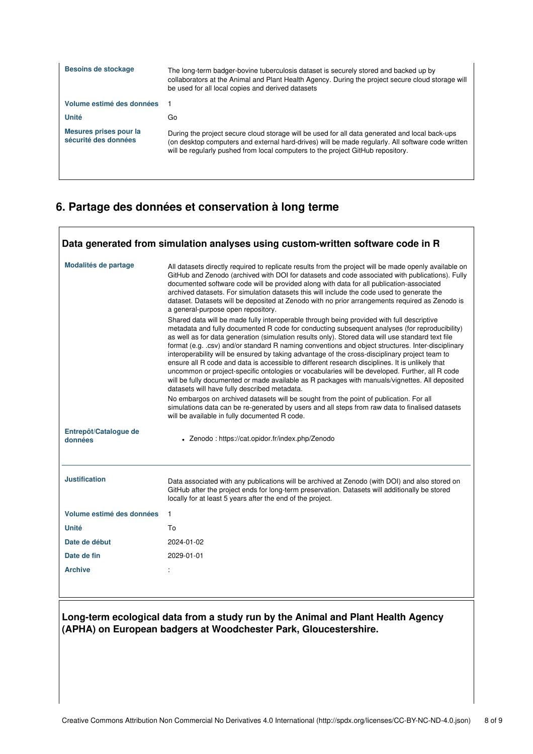| | |
|---|---|
| **Besoins de stockage** | The long-term badger-bovine tuberculosis dataset is securely stored and backed up by collaborators at the Animal and Plant Health Agency. During the project secure cloud storage will be used for all local copies and derived datasets |
| **Volume estimé des données** | 1 |
| **Unité** | Go |
| **Mesures prises pour la sécurité des données** | During the project secure cloud storage will be used for all data generated and local back-ups (on desktop computers and external hard-drives) will be made regularly. All software code written will be regularly pushed from local computers to the project GitHub repository. |

## 6. Partage des données et conservation à long terme

### Data generated from simulation analyses using custom-written software code in R

| | |
|---|---|
| **Modalités de partage** | All datasets directly required to replicate results from the project will be made openly available on GitHub and Zenodo (archived with DOI for datasets and code associated with publications). Fully documented software code will be provided along with data for all publication-associated archived datasets. For simulation datasets this will include the code used to generate the dataset. Datasets will be deposited at Zenodo with no prior arrangements required as Zenodo is a general-purpose open repository.<br><br>Shared data will be made fully interoperable through being provided with full descriptive metadata and fully documented R code for conducting subsequent analyses (for reproducibility) as well as for data generation (simulation results only). Stored data will use standard text file format (e.g. .csv) and/or standard R naming conventions and object structures. Inter-disciplinary interoperability will be ensured by taking advantage of the cross-disciplinary project team to ensure all R code and data is accessible to different research disciplines. It is unlikely that uncommon or project-specific ontologies or vocabularies will be developed. Further, all R code will be fully documented or made available as R packages with manuals/vignettes. All deposited datasets will have fully described metadata.<br><br>No embargos on archived datasets will be sought from the point of publication. For all simulations data can be re-generated by users and all steps from raw data to finalised datasets will be available in fully documented R code. |
| **Entrepôt/Catalogue de données** | • Zenodo : https://cat.opidor.fr/index.php/Zenodo |
| **Justification** | Data associated with any publications will be archived at Zenodo (with DOI) and also stored on GitHub after the project ends for long-term preservation. Datasets will additionally be stored locally for at least 5 years after the end of the project. |
| **Volume estimé des données** | 1 |
| **Unité** | To |
| **Date de début** | 2024-01-02 |
| **Date de fin** | 2029-01-01 |
| **Archive** | : |

### Long-term ecological data from a study run by the Animal and Plant Health Agency (APHA) on European badgers at Woodchester Park, Gloucestershire.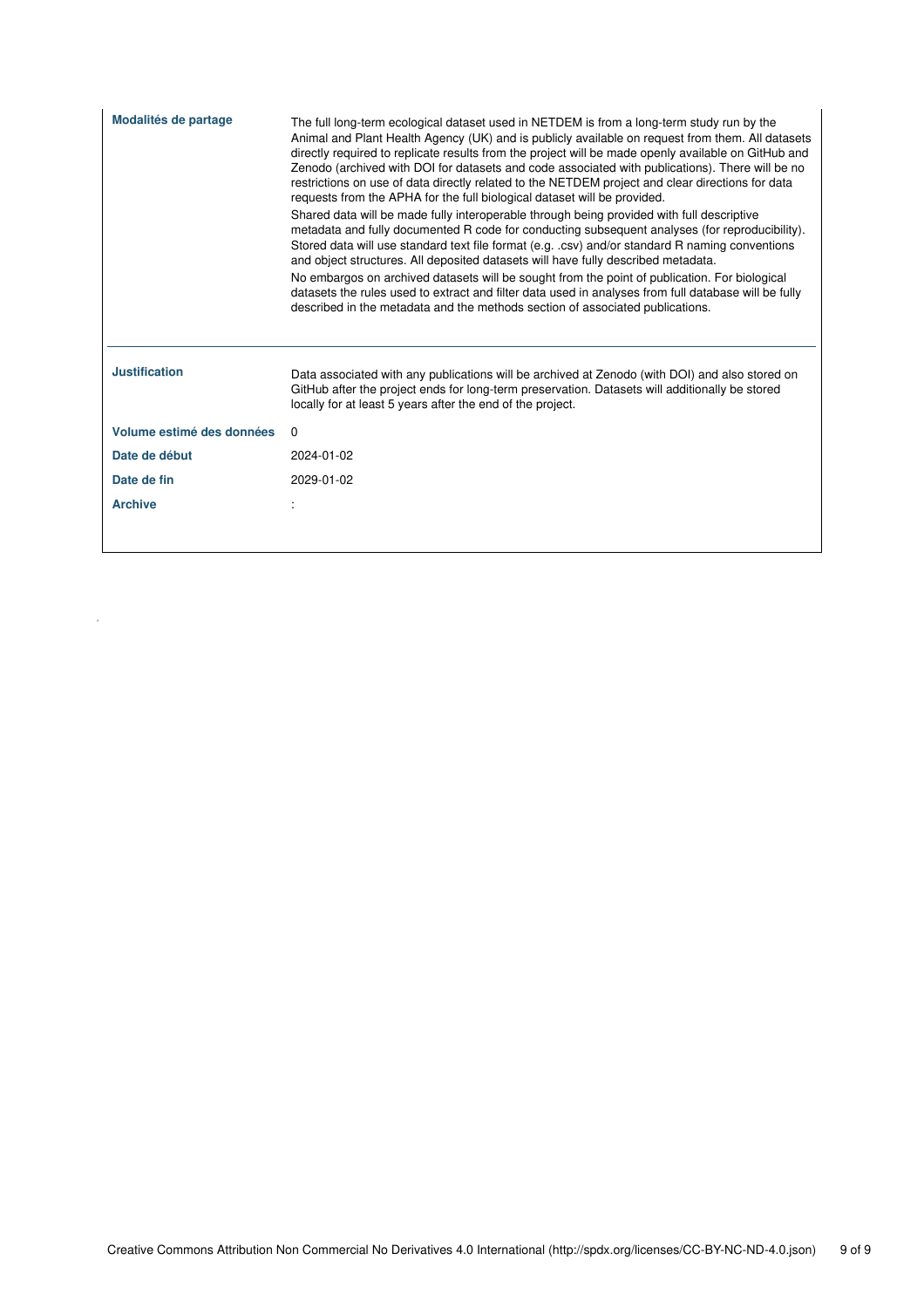| | |
|---|---|
| **Modalités de partage** | The full long-term ecological dataset used in NETDEM is from a long-term study run by the Animal and Plant Health Agency (UK) and is publicly available on request from them. All datasets directly required to replicate results from the project will be made openly available on GitHub and Zenodo (archived with DOI for datasets and code associated with publications). There will be no restrictions on use of data directly related to the NETDEM project and clear directions for data requests from the APHA for the full biological dataset will be provided.<br>Shared data will be made fully interoperable through being provided with full descriptive metadata and fully documented R code for conducting subsequent analyses (for reproducibility). Stored data will use standard text file format (e.g. .csv) and/or standard R naming conventions and object structures. All deposited datasets will have fully described metadata.<br>No embargos on archived datasets will be sought from the point of publication. For biological datasets the rules used to extract and filter data used in analyses from full database will be fully described in the metadata and the methods section of associated publications. |
| **Justification** | Data associated with any publications will be archived at Zenodo (with DOI) and also stored on GitHub after the project ends for long-term preservation. Datasets will additionally be stored locally for at least 5 years after the end of the project. |
| **Volume estimé des données** | 0 |
| **Date de début** | 2024-01-02 |
| **Date de fin** | 2029-01-02 |
| **Archive** | : |

Creative Commons Attribution Non Commercial No Derivatives 4.0 International (http://spdx.org/licenses/CC-BY-NC-ND-4.0.json)